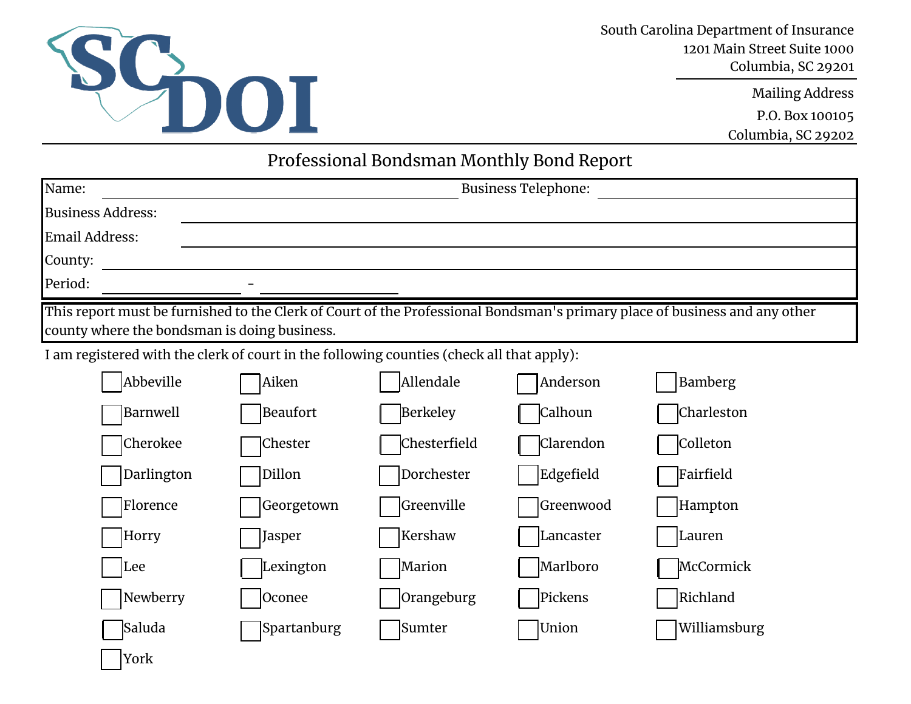SCDOI

South Carolina Department of Insurance
1201 Main Street Suite 1000
Columbia, SC 29201

Mailing Address
P.O. Box 100105
Columbia, SC 29202

# Professional Bondsman Monthly Bond Report

Name: ______________________ Business Telephone: ______________________

Business Address: ______________________

Email Address: ______________________

County: ______________________

Period: ____________ - ____________

This report must be furnished to the Clerk of Court of the Professional Bondsman's primary place of business and any other county where the bondsman is doing business.

I am registered with the clerk of court in the following counties (check all that apply):

| | | | | |
|---|---|---|---|---|
| ☐ Abbeville | ☐ Aiken | ☐ Allendale | ☐ Anderson | ☐ Bamberg |
| ☐ Barnwell | ☐ Beaufort | ☐ Berkeley | ☐ Calhoun | ☐ Charleston |
| ☐ Cherokee | ☐ Chester | ☐ Chesterfield | ☐ Clarendon | ☐ Colleton |
| ☐ Darlington | ☐ Dillon | ☐ Dorchester | ☐ Edgefield | ☐ Fairfield |
| ☐ Florence | ☐ Georgetown | ☐ Greenville | ☐ Greenwood | ☐ Hampton |
| ☐ Horry | ☐ Jasper | ☐ Kershaw | ☐ Lancaster | ☐ Lauren |
| ☐ Lee | ☐ Lexington | ☐ Marion | ☐ Marlboro | ☐ McCormick |
| ☐ Newberry | ☐ Oconee | ☐ Orangeburg | ☐ Pickens | ☐ Richland |
| ☐ Saluda | ☐ Spartanburg | ☐ Sumter | ☐ Union | ☐ Williamsburg |
| ☐ York | | | | |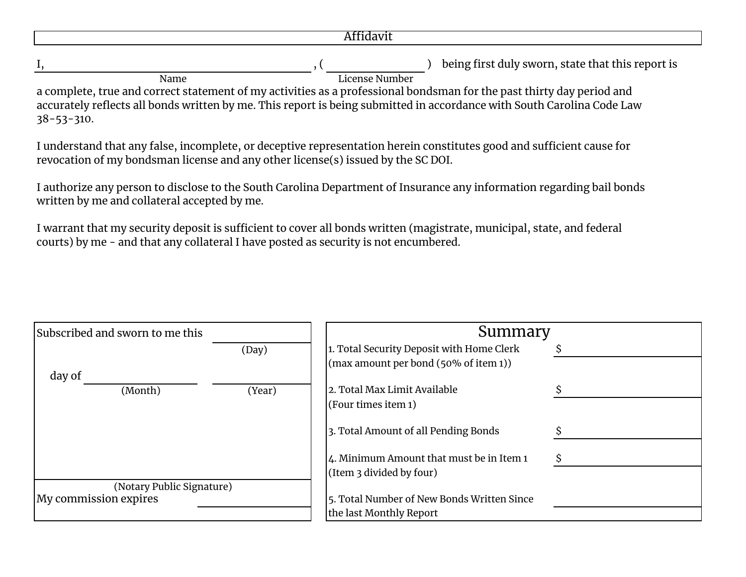# Affidavit

I, ______________________________ , ( ______________ ) being first duly sworn, state that this report is
Name / License Number

a complete, true and correct statement of my activities as a professional bondsman for the past thirty day period and accurately reflects all bonds written by me. This report is being submitted in accordance with South Carolina Code Law 38-53-310.

I understand that any false, incomplete, or deceptive representation herein constitutes good and sufficient cause for revocation of my bondsman license and any other license(s) issued by the SC DOI.

I authorize any person to disclose to the South Carolina Department of Insurance any information regarding bail bonds written by me and collateral accepted by me.

I warrant that my security deposit is sufficient to cover all bonds written (magistrate, municipal, state, and federal courts) by me - and that any collateral I have posted as security is not encumbered.

Subscribed and sworn to me this ______________ (Day)

day of ______________ (Month) ______________ (Year)

______________________________
(Notary Public Signature)

My commission expires ______________

## Summary

| | |
|---|---|
| 1. Total Security Deposit with Home Clerk (max amount per bond (50% of item 1)) | $ |
| 2. Total Max Limit Available (Four times item 1) | $ |
| 3. Total Amount of all Pending Bonds | $ |
| 4. Minimum Amount that must be in Item 1 (Item 3 divided by four) | $ |
| 5. Total Number of New Bonds Written Since the last Monthly Report | |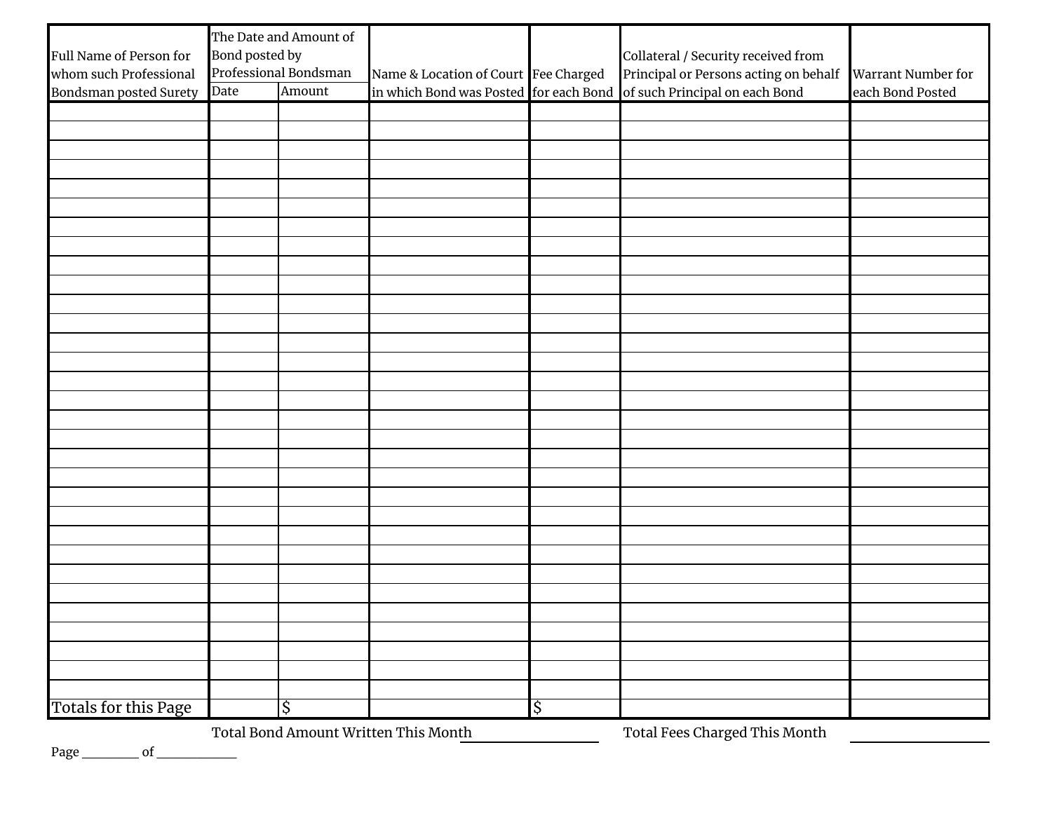| Full Name of Person for whom such Professional Bondsman posted Surety | The Date and Amount of Bond posted by Professional Bondsman | | Name & Location of Court in which Bond was Posted | Fee Charged for each Bond | Collateral / Security received from Principal or Persons acting on behalf of such Principal on each Bond | Warrant Number for each Bond Posted |
|---|---|---|---|---|---|---|
| | Date | Amount | | | | |
| | | | | | | |
| | | | | | | |
| | | | | | | |
| | | | | | | |
| | | | | | | |
| | | | | | | |
| | | | | | | |
| | | | | | | |
| | | | | | | |
| | | | | | | |
| | | | | | | |
| | | | | | | |
| | | | | | | |
| | | | | | | |
| | | | | | | |
| | | | | | | |
| | | | | | | |
| | | | | | | |
| | | | | | | |
| | | | | | | |
| | | | | | | |
| | | | | | | |
| | | | | | | |
| | | | | | | |
| | | | | | | |
| | | | | | | |
| | | | | | | |
| | | | | | | |
| | | | | | | |
| | | | | | | |
| | | | | | | |
| Totals for this Page | | $ | | $ | | |

Total Bond Amount Written This Month ____________ Total Fees Charged This Month ____________

Page ________ of ____________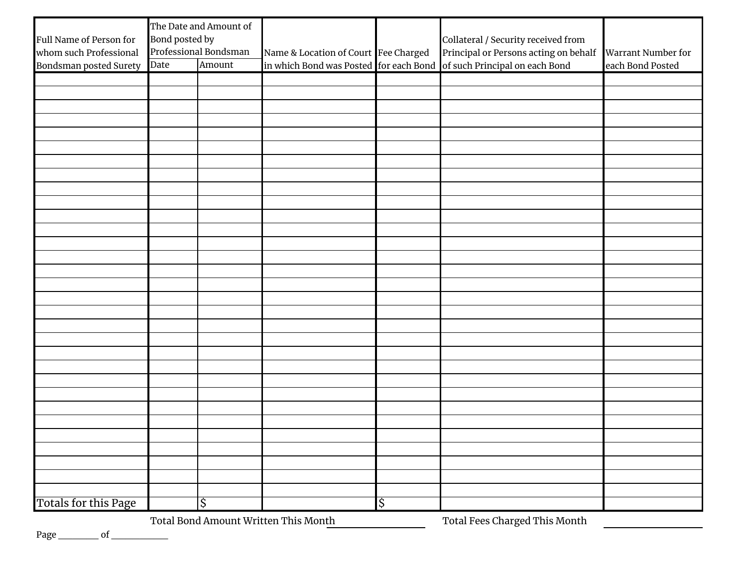| Full Name of Person for whom such Professional Bondsman posted Surety | The Date and Amount of Bond posted by Professional Bondsman | | Name & Location of Court in which Bond was Posted | Fee Charged for each Bond | Collateral / Security received from Principal or Persons acting on behalf of such Principal on each Bond | Warrant Number for each Bond Posted |
|---|---|---|---|---|---|---|
| | Date | Amount | | | | |
| | | | | | | |
| | | | | | | |
| | | | | | | |
| | | | | | | |
| | | | | | | |
| | | | | | | |
| | | | | | | |
| | | | | | | |
| | | | | | | |
| | | | | | | |
| | | | | | | |
| | | | | | | |
| | | | | | | |
| | | | | | | |
| | | | | | | |
| | | | | | | |
| | | | | | | |
| | | | | | | |
| | | | | | | |
| | | | | | | |
| | | | | | | |
| | | | | | | |
| | | | | | | |
| | | | | | | |
| | | | | | | |
| | | | | | | |
| | | | | | | |
| | | | | | | |
| | | | | | | |
| | | | | | | |
| Totals for this Page | | $ | | $ | | |

Total Bond Amount Written This Month ____________ Total Fees Charged This Month ____________

Page ________ of ____________